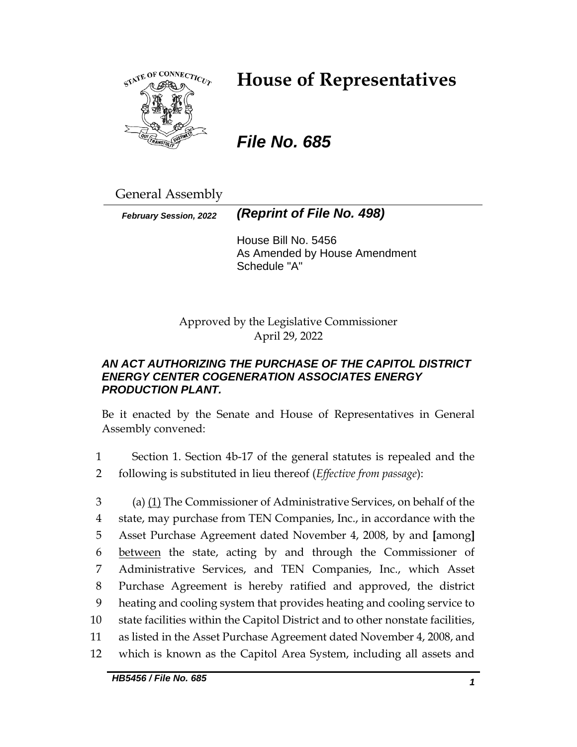# House of Representatives

## *File No. 685*

General Assembly

*February Session, 2022* ***(Reprint of File No. 498)***

House Bill No. 5456
As Amended by House Amendment Schedule "A"

Approved by the Legislative Commissioner
April 29, 2022

***AN ACT AUTHORIZING THE PURCHASE OF THE CAPITOL DISTRICT ENERGY CENTER COGENERATION ASSOCIATES ENERGY PRODUCTION PLANT.***

Be it enacted by the Senate and House of Representatives in General Assembly convened:

1 Section 1. Section 4b-17 of the general statutes is repealed and the
2 following is substituted in lieu thereof (*Effective from passage*):

3 (a) <u>(1)</u> The Commissioner of Administrative Services, on behalf of the
4 state, may purchase from TEN Companies, Inc., in accordance with the
5 Asset Purchase Agreement dated November 4, 2008, by and **[**among**]**
6 <u>between</u> the state, acting by and through the Commissioner of
7 Administrative Services, and TEN Companies, Inc., which Asset
8 Purchase Agreement is hereby ratified and approved, the district
9 heating and cooling system that provides heating and cooling service to
10 state facilities within the Capitol District and to other nonstate facilities,
11 as listed in the Asset Purchase Agreement dated November 4, 2008, and
12 which is known as the Capitol Area System, including all assets and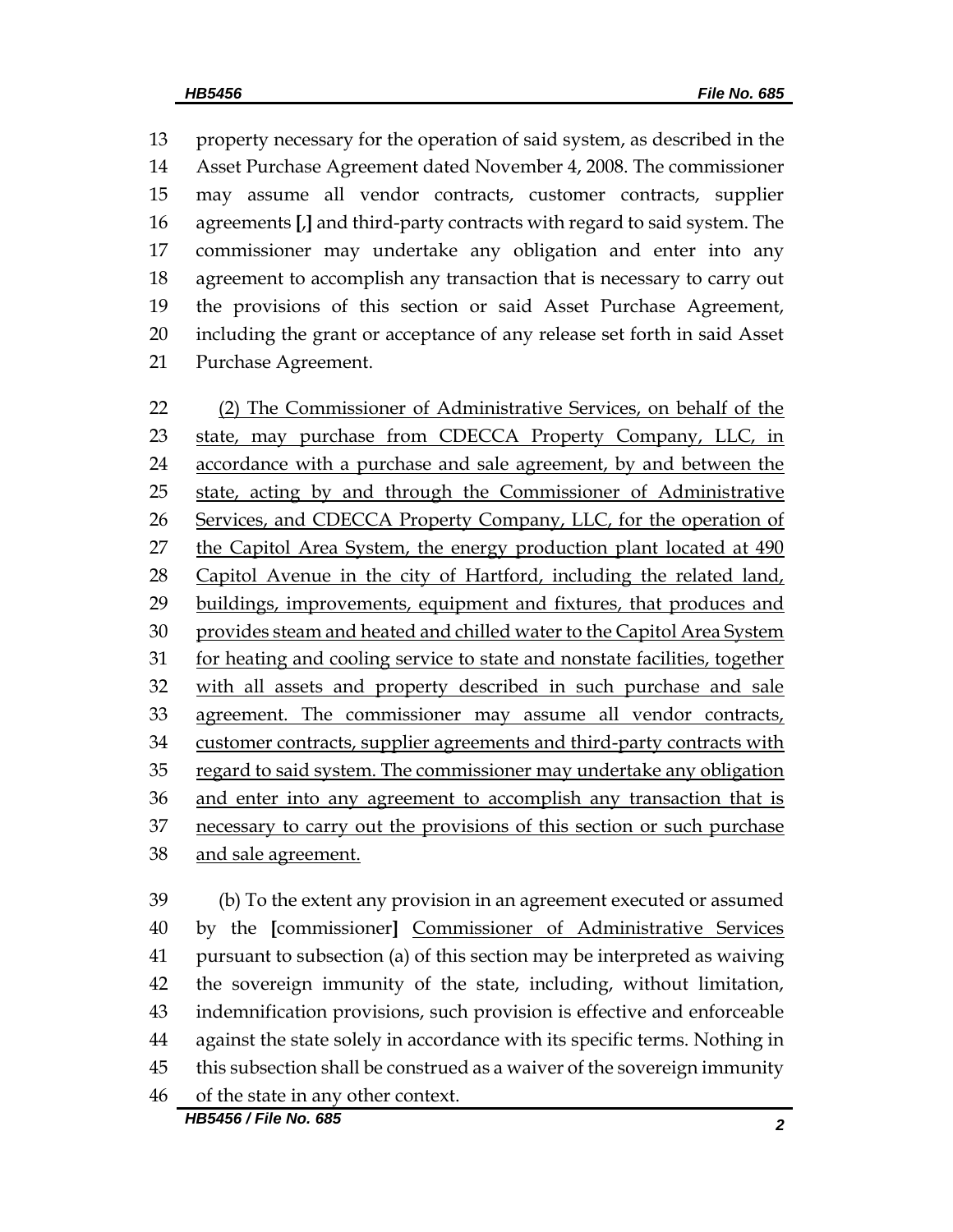13 property necessary for the operation of said system, as described in the
14 Asset Purchase Agreement dated November 4, 2008. The commissioner
15 may assume all vendor contracts, customer contracts, supplier
16 agreements **[,]** and third-party contracts with regard to said system. The
17 commissioner may undertake any obligation and enter into any
18 agreement to accomplish any transaction that is necessary to carry out
19 the provisions of this section or said Asset Purchase Agreement,
20 including the grant or acceptance of any release set forth in said Asset
21 Purchase Agreement.

22 <u>(2) The Commissioner of Administrative Services, on behalf of the</u>
23 <u>state, may purchase from CDECCA Property Company, LLC, in</u>
24 <u>accordance with a purchase and sale agreement, by and between the</u>
25 <u>state, acting by and through the Commissioner of Administrative</u>
26 <u>Services, and CDECCA Property Company, LLC, for the operation of</u>
27 <u>the Capitol Area System, the energy production plant located at 490</u>
28 <u>Capitol Avenue in the city of Hartford, including the related land,</u>
29 <u>buildings, improvements, equipment and fixtures, that produces and</u>
30 <u>provides steam and heated and chilled water to the Capitol Area System</u>
31 <u>for heating and cooling service to state and nonstate facilities, together</u>
32 <u>with all assets and property described in such purchase and sale</u>
33 <u>agreement. The commissioner may assume all vendor contracts,</u>
34 <u>customer contracts, supplier agreements and third-party contracts with</u>
35 <u>regard to said system. The commissioner may undertake any obligation</u>
36 <u>and enter into any agreement to accomplish any transaction that is</u>
37 <u>necessary to carry out the provisions of this section or such purchase</u>
38 <u>and sale agreement.</u>

39 (b) To the extent any provision in an agreement executed or assumed
40 by the **[**commissioner**]** <u>Commissioner of Administrative Services</u>
41 pursuant to subsection (a) of this section may be interpreted as waiving
42 the sovereign immunity of the state, including, without limitation,
43 indemnification provisions, such provision is effective and enforceable
44 against the state solely in accordance with its specific terms. Nothing in
45 this subsection shall be construed as a waiver of the sovereign immunity
46 of the state in any other context.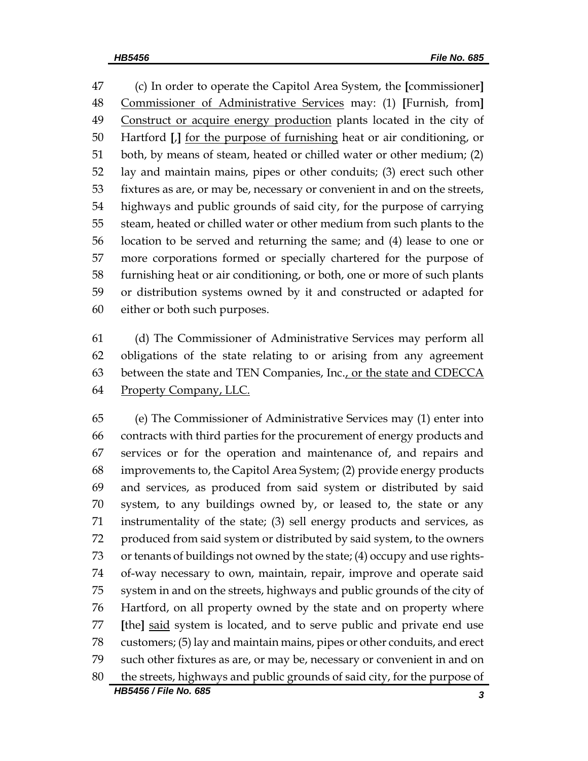(c) In order to operate the Capitol Area System, the [commissioner] <u>Commissioner of Administrative Services</u> may: (1) [Furnish, from] <u>Construct or acquire energy production</u> plants located in the city of Hartford [,] <u>for the purpose of furnishing</u> heat or air conditioning, or both, by means of steam, heated or chilled water or other medium; (2) lay and maintain mains, pipes or other conduits; (3) erect such other fixtures as are, or may be, necessary or convenient in and on the streets, highways and public grounds of said city, for the purpose of carrying steam, heated or chilled water or other medium from such plants to the location to be served and returning the same; and (4) lease to one or more corporations formed or specially chartered for the purpose of furnishing heat or air conditioning, or both, one or more of such plants or distribution systems owned by it and constructed or adapted for either or both such purposes.

(d) The Commissioner of Administrative Services may perform all obligations of the state relating to or arising from any agreement between the state and TEN Companies, Inc.<u>, or the state and CDECCA Property Company, LLC.</u>

(e) The Commissioner of Administrative Services may (1) enter into contracts with third parties for the procurement of energy products and services or for the operation and maintenance of, and repairs and improvements to, the Capitol Area System; (2) provide energy products and services, as produced from said system or distributed by said system, to any buildings owned by, or leased to, the state or any instrumentality of the state; (3) sell energy products and services, as produced from said system or distributed by said system, to the owners or tenants of buildings not owned by the state; (4) occupy and use rights-of-way necessary to own, maintain, repair, improve and operate said system in and on the streets, highways and public grounds of the city of Hartford, on all property owned by the state and on property where [the] <u>said</u> system is located, and to serve public and private end use customers; (5) lay and maintain mains, pipes or other conduits, and erect such other fixtures as are, or may be, necessary or convenient in and on the streets, highways and public grounds of said city, for the purpose of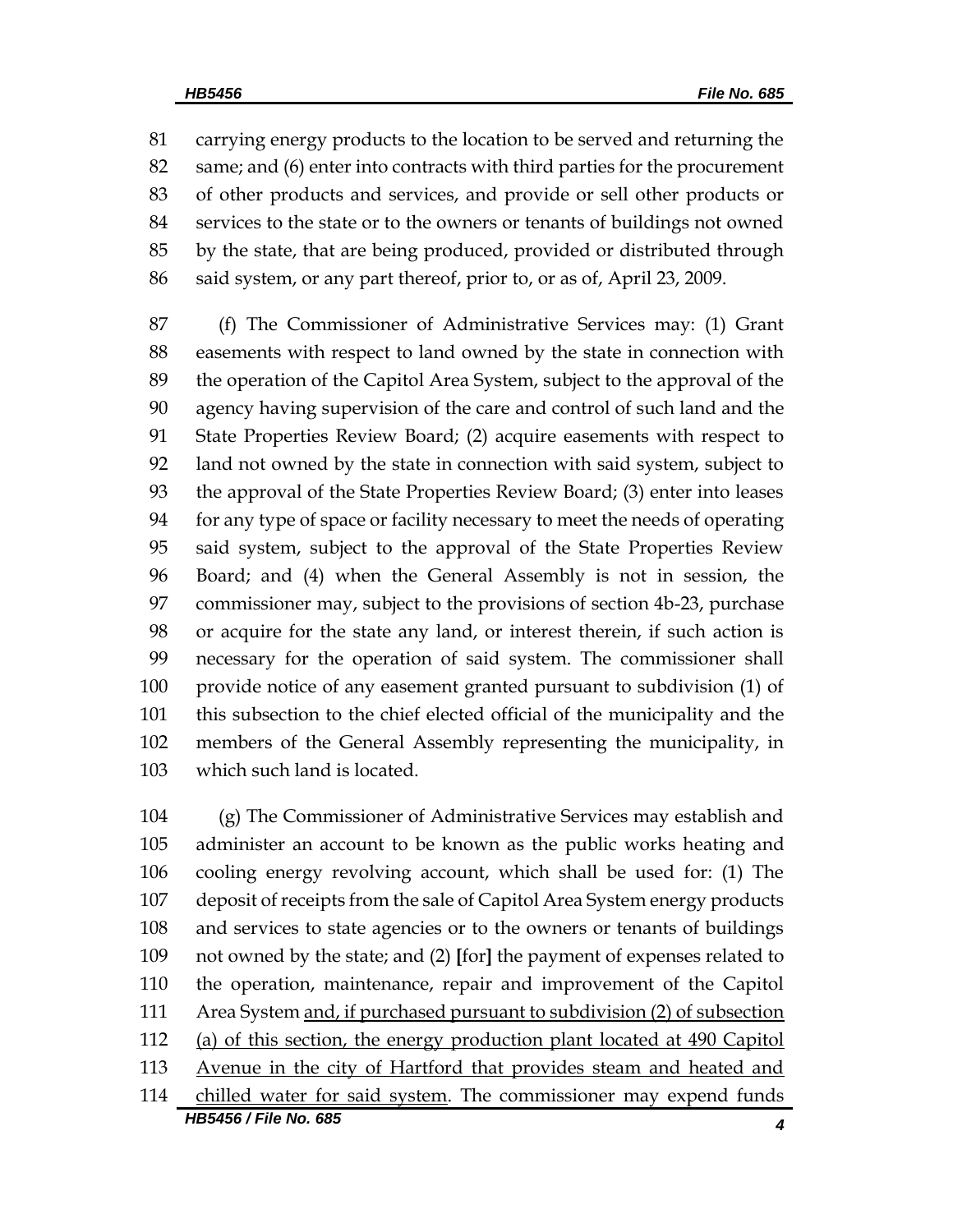carrying energy products to the location to be served and returning the same; and (6) enter into contracts with third parties for the procurement of other products and services, and provide or sell other products or services to the state or to the owners or tenants of buildings not owned by the state, that are being produced, provided or distributed through said system, or any part thereof, prior to, or as of, April 23, 2009.

(f) The Commissioner of Administrative Services may: (1) Grant easements with respect to land owned by the state in connection with the operation of the Capitol Area System, subject to the approval of the agency having supervision of the care and control of such land and the State Properties Review Board; (2) acquire easements with respect to land not owned by the state in connection with said system, subject to the approval of the State Properties Review Board; (3) enter into leases for any type of space or facility necessary to meet the needs of operating said system, subject to the approval of the State Properties Review Board; and (4) when the General Assembly is not in session, the commissioner may, subject to the provisions of section 4b-23, purchase or acquire for the state any land, or interest therein, if such action is necessary for the operation of said system. The commissioner shall provide notice of any easement granted pursuant to subdivision (1) of this subsection to the chief elected official of the municipality and the members of the General Assembly representing the municipality, in which such land is located.

(g) The Commissioner of Administrative Services may establish and administer an account to be known as the public works heating and cooling energy revolving account, which shall be used for: (1) The deposit of receipts from the sale of Capitol Area System energy products and services to state agencies or to the owners or tenants of buildings not owned by the state; and (2) **[**for**]** the payment of expenses related to the operation, maintenance, repair and improvement of the Capitol Area System <u>and, if purchased pursuant to subdivision (2) of subsection (a) of this section, the energy production plant located at 490 Capitol Avenue in the city of Hartford that provides steam and heated and chilled water for said system</u>. The commissioner may expend funds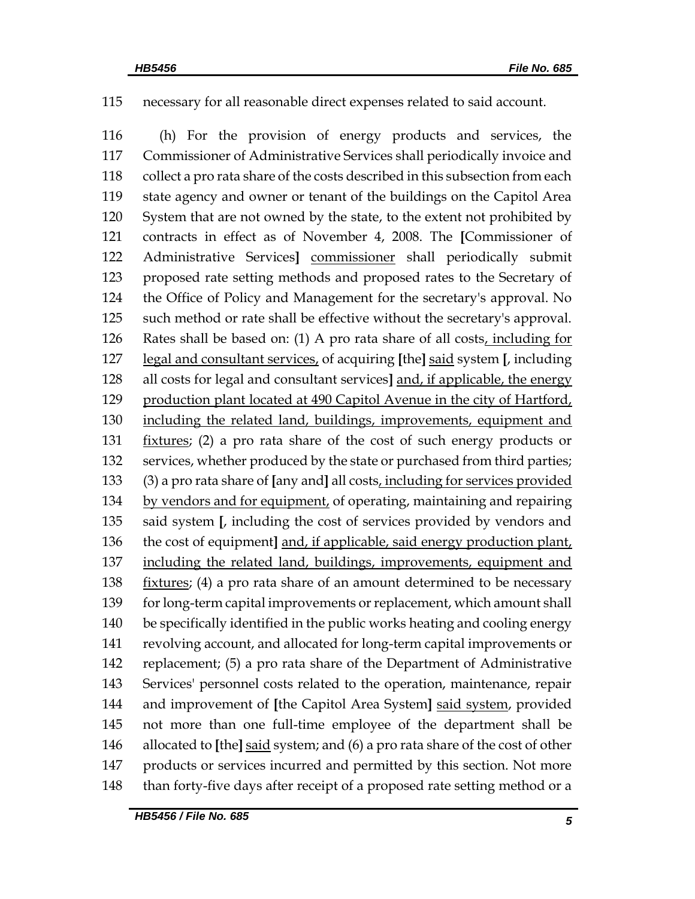115 necessary for all reasonable direct expenses related to said account.

116 (h) For the provision of energy products and services, the
117 Commissioner of Administrative Services shall periodically invoice and
118 collect a pro rata share of the costs described in this subsection from each
119 state agency and owner or tenant of the buildings on the Capitol Area
120 System that are not owned by the state, to the extent not prohibited by
121 contracts in effect as of November 4, 2008. The [Commissioner of
122 Administrative Services] <u>commissioner</u> shall periodically submit
123 proposed rate setting methods and proposed rates to the Secretary of
124 the Office of Policy and Management for the secretary's approval. No
125 such method or rate shall be effective without the secretary's approval.
126 Rates shall be based on: (1) A pro rata share of all costs<u>, including for</u>
127 <u>legal and consultant services,</u> of acquiring [the] <u>said</u> system [, including
128 all costs for legal and consultant services] <u>and, if applicable, the energy</u>
129 <u>production plant located at 490 Capitol Avenue in the city of Hartford,</u>
130 <u>including the related land, buildings, improvements, equipment and</u>
131 <u>fixtures</u>; (2) a pro rata share of the cost of such energy products or
132 services, whether produced by the state or purchased from third parties;
133 (3) a pro rata share of [any and] all costs<u>, including for services provided</u>
134 <u>by vendors and for equipment,</u> of operating, maintaining and repairing
135 said system [, including the cost of services provided by vendors and
136 the cost of equipment] <u>and, if applicable, said energy production plant,</u>
137 <u>including the related land, buildings, improvements, equipment and</u>
138 <u>fixtures</u>; (4) a pro rata share of an amount determined to be necessary
139 for long-term capital improvements or replacement, which amount shall
140 be specifically identified in the public works heating and cooling energy
141 revolving account, and allocated for long-term capital improvements or
142 replacement; (5) a pro rata share of the Department of Administrative
143 Services' personnel costs related to the operation, maintenance, repair
144 and improvement of [the Capitol Area System] <u>said system</u>, provided
145 not more than one full-time employee of the department shall be
146 allocated to [the] <u>said</u> system; and (6) a pro rata share of the cost of other
147 products or services incurred and permitted by this section. Not more
148 than forty-five days after receipt of a proposed rate setting method or a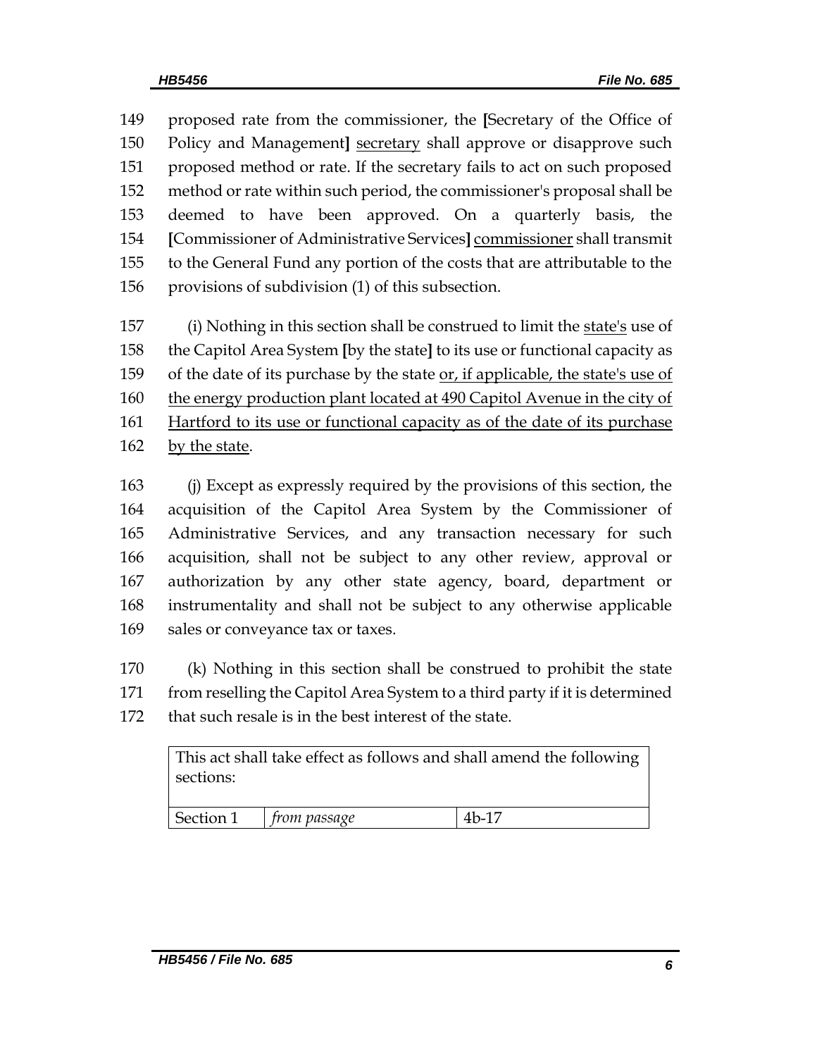149 proposed rate from the commissioner, the [Secretary of the Office of
150 Policy and Management] <u>secretary</u> shall approve or disapprove such
151 proposed method or rate. If the secretary fails to act on such proposed
152 method or rate within such period, the commissioner's proposal shall be
153 deemed to have been approved. On a quarterly basis, the
154 [Commissioner of Administrative Services] <u>commissioner</u> shall transmit
155 to the General Fund any portion of the costs that are attributable to the
156 provisions of subdivision (1) of this subsection.

157 (i) Nothing in this section shall be construed to limit the <u>state's</u> use of
158 the Capitol Area System [by the state] to its use or functional capacity as
159 of the date of its purchase by the state <u>or, if applicable, the state's use of</u>
160 <u>the energy production plant located at 490 Capitol Avenue in the city of</u>
161 <u>Hartford to its use or functional capacity as of the date of its purchase</u>
162 <u>by the state</u>.

163 (j) Except as expressly required by the provisions of this section, the
164 acquisition of the Capitol Area System by the Commissioner of
165 Administrative Services, and any transaction necessary for such
166 acquisition, shall not be subject to any other review, approval or
167 authorization by any other state agency, board, department or
168 instrumentality and shall not be subject to any otherwise applicable
169 sales or conveyance tax or taxes.

170 (k) Nothing in this section shall be construed to prohibit the state
171 from reselling the Capitol Area System to a third party if it is determined
172 that such resale is in the best interest of the state.

| This act shall take effect as follows and shall amend the following sections: | | |
|---|---|---|
| Section 1 | *from passage* | 4b-17 |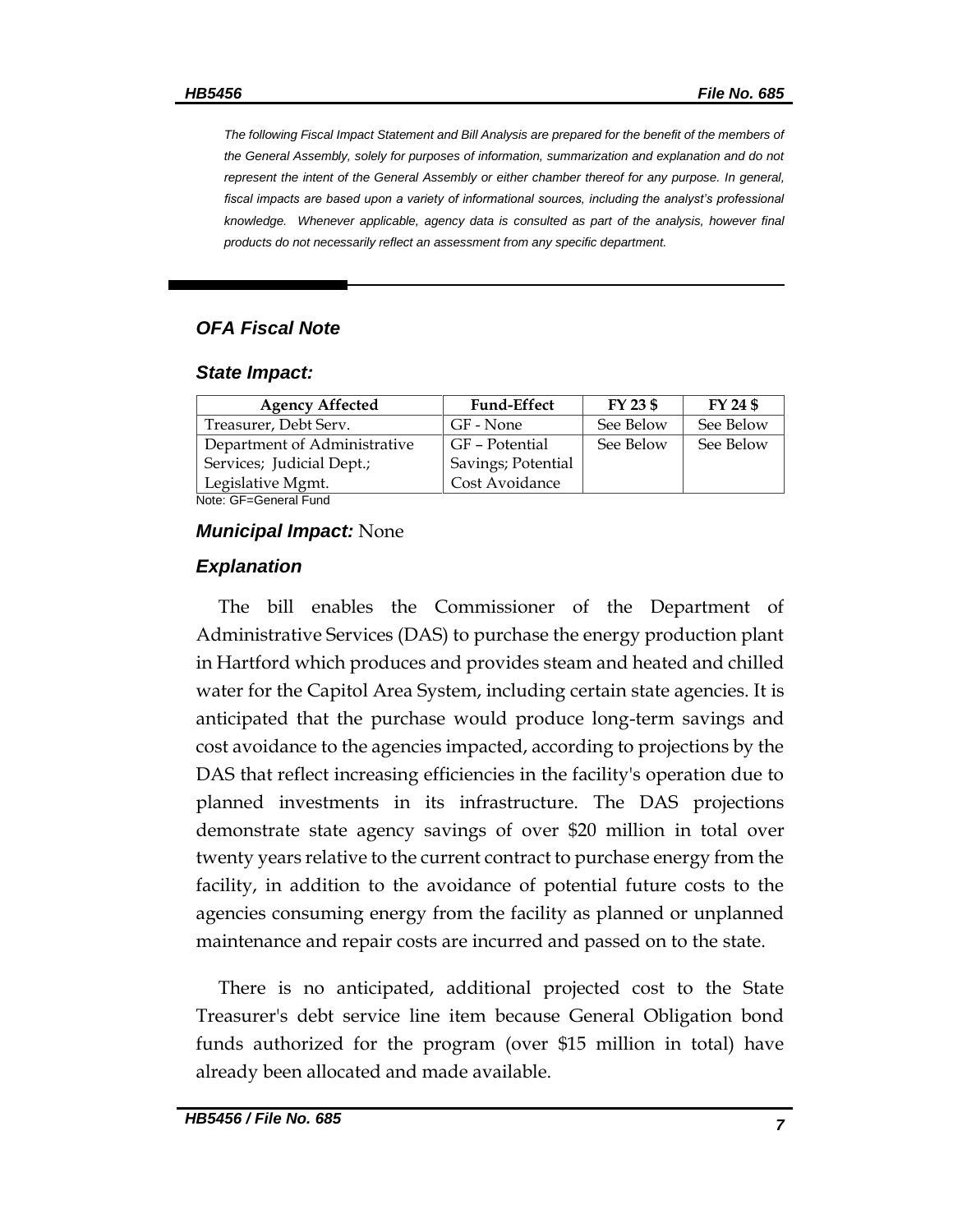*The following Fiscal Impact Statement and Bill Analysis are prepared for the benefit of the members of the General Assembly, solely for purposes of information, summarization and explanation and do not represent the intent of the General Assembly or either chamber thereof for any purpose. In general, fiscal impacts are based upon a variety of informational sources, including the analyst's professional knowledge. Whenever applicable, agency data is consulted as part of the analysis, however final products do not necessarily reflect an assessment from any specific department.*

## *OFA Fiscal Note*

### *State Impact:*

| Agency Affected | Fund-Effect | FY 23 $ | FY 24 $ |
|---|---|---|---|
| Treasurer, Debt Serv. | GF - None | See Below | See Below |
| Department of Administrative Services; Judicial Dept.; Legislative Mgmt. | GF – Potential Savings; Potential Cost Avoidance | See Below | See Below |

Note: GF=General Fund

### ***Municipal Impact:*** None

### *Explanation*

The bill enables the Commissioner of the Department of Administrative Services (DAS) to purchase the energy production plant in Hartford which produces and provides steam and heated and chilled water for the Capitol Area System, including certain state agencies. It is anticipated that the purchase would produce long-term savings and cost avoidance to the agencies impacted, according to projections by the DAS that reflect increasing efficiencies in the facility's operation due to planned investments in its infrastructure. The DAS projections demonstrate state agency savings of over $20 million in total over twenty years relative to the current contract to purchase energy from the facility, in addition to the avoidance of potential future costs to the agencies consuming energy from the facility as planned or unplanned maintenance and repair costs are incurred and passed on to the state.

There is no anticipated, additional projected cost to the State Treasurer's debt service line item because General Obligation bond funds authorized for the program (over $15 million in total) have already been allocated and made available.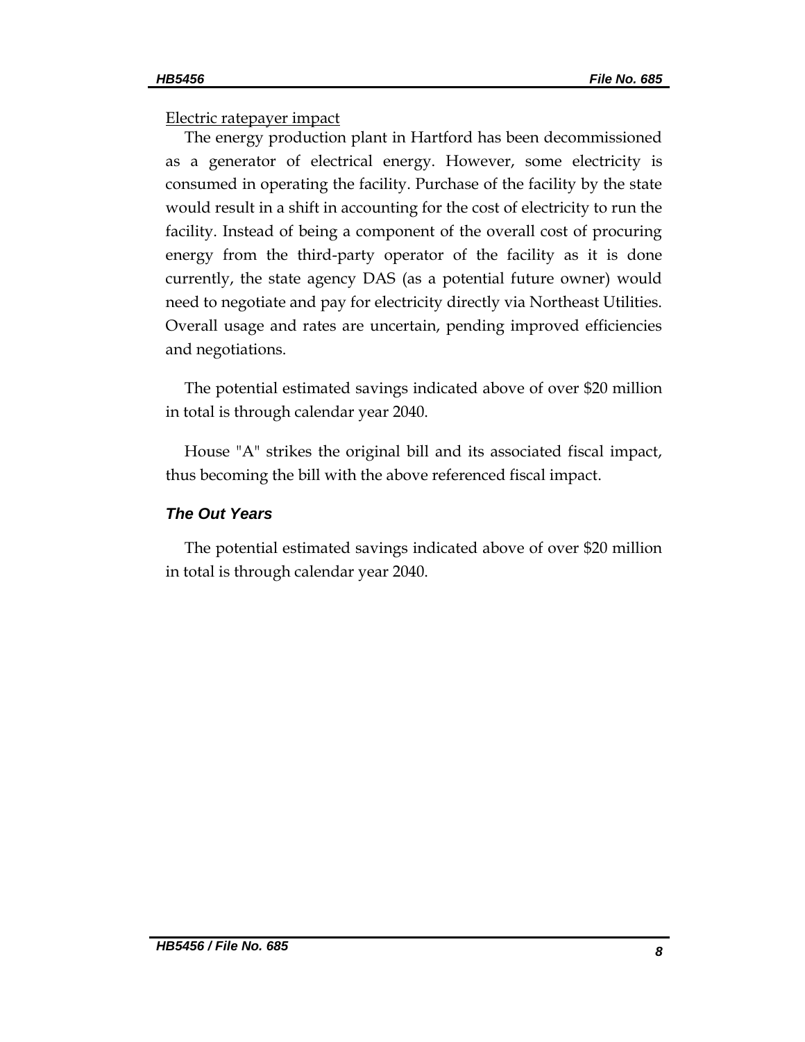Electric ratepayer impact

The energy production plant in Hartford has been decommissioned as a generator of electrical energy. However, some electricity is consumed in operating the facility. Purchase of the facility by the state would result in a shift in accounting for the cost of electricity to run the facility. Instead of being a component of the overall cost of procuring energy from the third-party operator of the facility as it is done currently, the state agency DAS (as a potential future owner) would need to negotiate and pay for electricity directly via Northeast Utilities. Overall usage and rates are uncertain, pending improved efficiencies and negotiations.

The potential estimated savings indicated above of over $20 million in total is through calendar year 2040.

House "A" strikes the original bill and its associated fiscal impact, thus becoming the bill with the above referenced fiscal impact.

### *The Out Years*

The potential estimated savings indicated above of over $20 million in total is through calendar year 2040.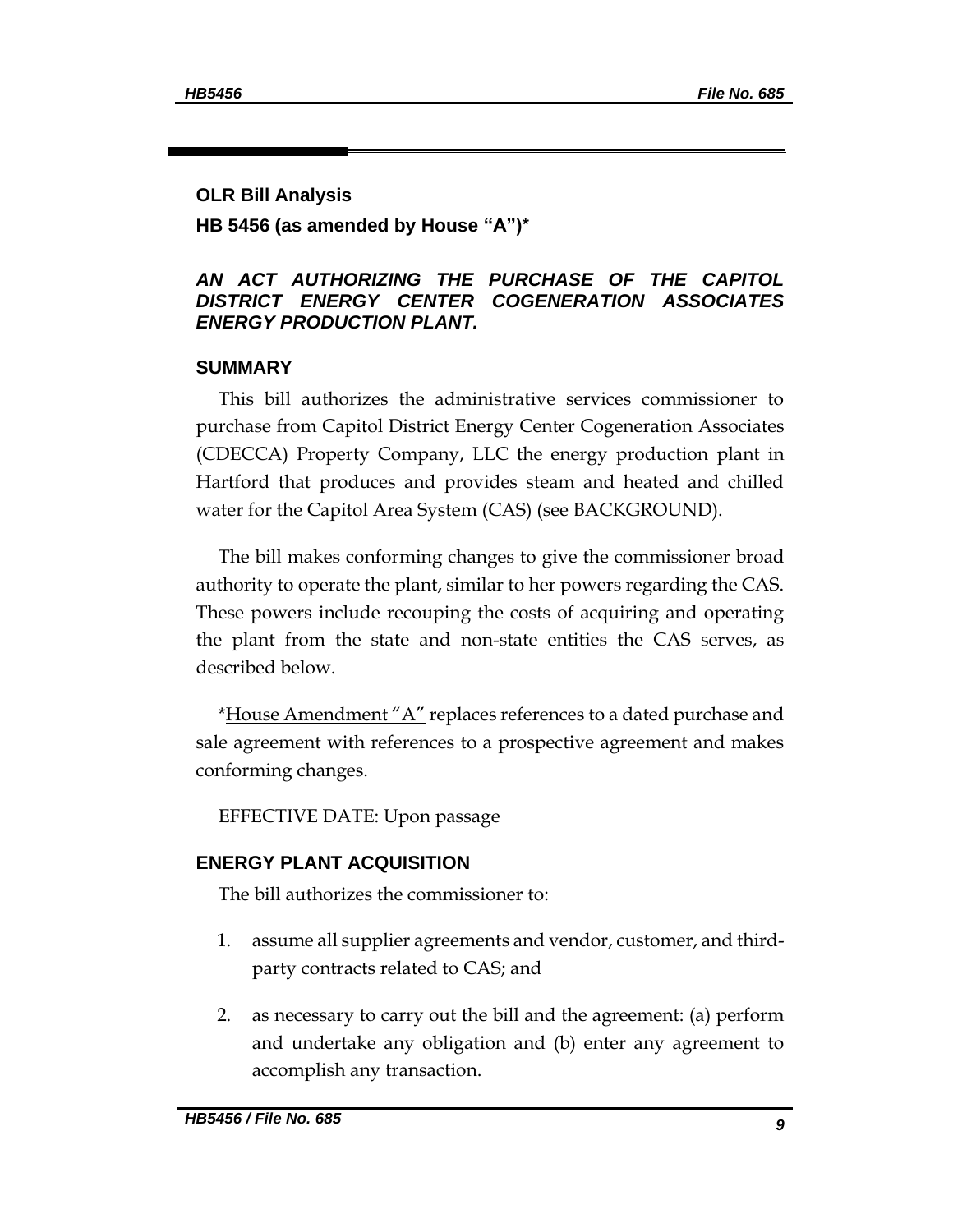## OLR Bill Analysis

### HB 5456 (as amended by House "A")*

***AN ACT AUTHORIZING THE PURCHASE OF THE CAPITOL DISTRICT ENERGY CENTER COGENERATION ASSOCIATES ENERGY PRODUCTION PLANT.***

### SUMMARY

This bill authorizes the administrative services commissioner to purchase from Capitol District Energy Center Cogeneration Associates (CDECCA) Property Company, LLC the energy production plant in Hartford that produces and provides steam and heated and chilled water for the Capitol Area System (CAS) (see BACKGROUND).

The bill makes conforming changes to give the commissioner broad authority to operate the plant, similar to her powers regarding the CAS. These powers include recouping the costs of acquiring and operating the plant from the state and non-state entities the CAS serves, as described below.

*House Amendment "A" replaces references to a dated purchase and sale agreement with references to a prospective agreement and makes conforming changes.

EFFECTIVE DATE: Upon passage

### ENERGY PLANT ACQUISITION

The bill authorizes the commissioner to:

1. assume all supplier agreements and vendor, customer, and third-party contracts related to CAS; and

2. as necessary to carry out the bill and the agreement: (a) perform and undertake any obligation and (b) enter any agreement to accomplish any transaction.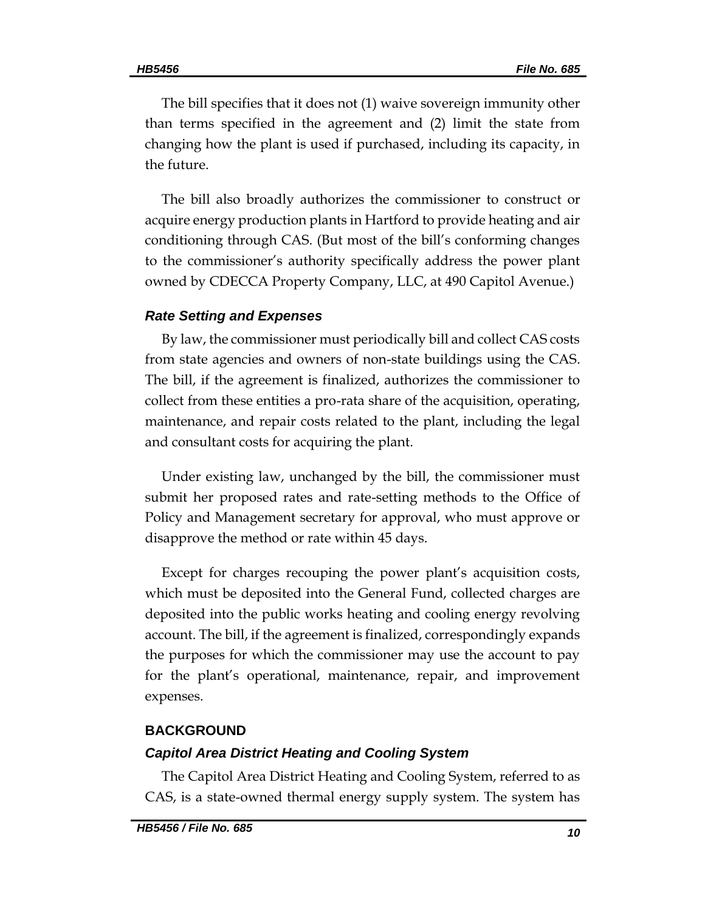The bill specifies that it does not (1) waive sovereign immunity other than terms specified in the agreement and (2) limit the state from changing how the plant is used if purchased, including its capacity, in the future.

The bill also broadly authorizes the commissioner to construct or acquire energy production plants in Hartford to provide heating and air conditioning through CAS. (But most of the bill's conforming changes to the commissioner's authority specifically address the power plant owned by CDECCA Property Company, LLC, at 490 Capitol Avenue.)

### *Rate Setting and Expenses*

By law, the commissioner must periodically bill and collect CAS costs from state agencies and owners of non-state buildings using the CAS. The bill, if the agreement is finalized, authorizes the commissioner to collect from these entities a pro-rata share of the acquisition, operating, maintenance, and repair costs related to the plant, including the legal and consultant costs for acquiring the plant.

Under existing law, unchanged by the bill, the commissioner must submit her proposed rates and rate-setting methods to the Office of Policy and Management secretary for approval, who must approve or disapprove the method or rate within 45 days.

Except for charges recouping the power plant's acquisition costs, which must be deposited into the General Fund, collected charges are deposited into the public works heating and cooling energy revolving account. The bill, if the agreement is finalized, correspondingly expands the purposes for which the commissioner may use the account to pay for the plant's operational, maintenance, repair, and improvement expenses.

## BACKGROUND

### *Capitol Area District Heating and Cooling System*

The Capitol Area District Heating and Cooling System, referred to as CAS, is a state-owned thermal energy supply system. The system has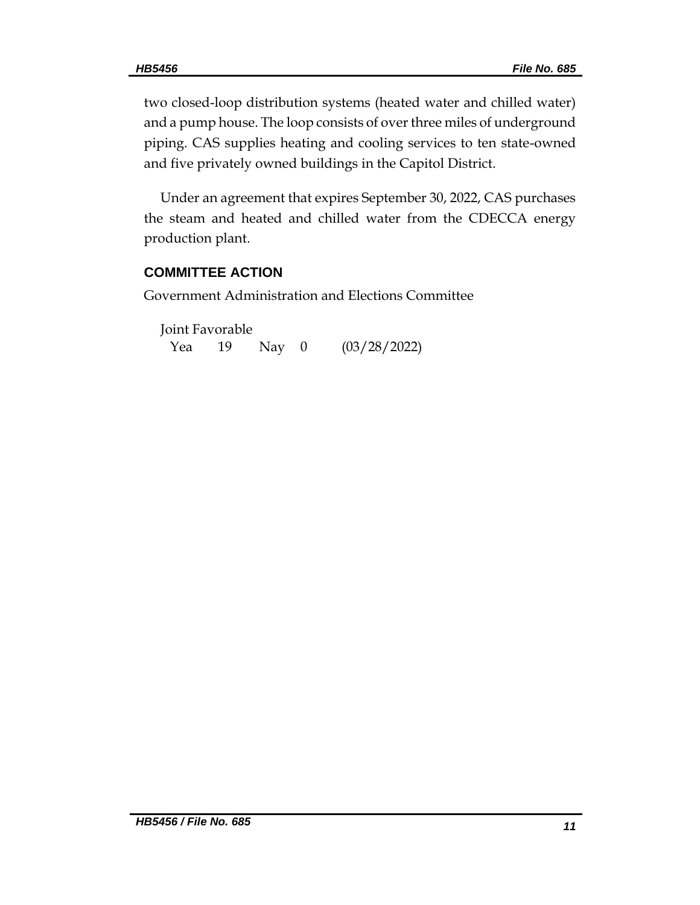two closed-loop distribution systems (heated water and chilled water) and a pump house. The loop consists of over three miles of underground piping. CAS supplies heating and cooling services to ten state-owned and five privately owned buildings in the Capitol District.

Under an agreement that expires September 30, 2022, CAS purchases the steam and heated and chilled water from the CDECCA energy production plant.

## COMMITTEE ACTION

Government Administration and Elections Committee

Joint Favorable
Yea 19 Nay 0 (03/28/2022)